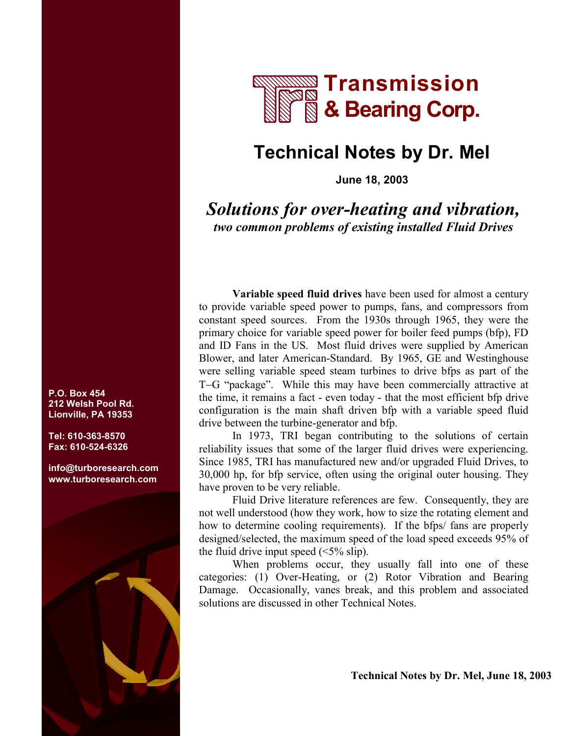# Transmission & Bearing Corp.

## Technical Notes by Dr. Mel

**June 18, 2003**

### *Solutions for over-heating and vibration,*
***two common problems of existing installed Fluid Drives***

**P.O. Box 454**
**212 Welsh Pool Rd.**
**Lionville, PA 19353**

**Tel: 610-363-8570**
**Fax: 610-524-6326**

**info@turboresearch.com**
**www.turboresearch.com**

**Variable speed fluid drives** have been used for almost a century to provide variable speed power to pumps, fans, and compressors from constant speed sources. From the 1930s through 1965, they were the primary choice for variable speed power for boiler feed pumps (bfp), FD and ID Fans in the US. Most fluid drives were supplied by American Blower, and later American-Standard. By 1965, GE and Westinghouse were selling variable speed steam turbines to drive bfps as part of the T−G "package". While this may have been commercially attractive at the time, it remains a fact - even today - that the most efficient bfp drive configuration is the main shaft driven bfp with a variable speed fluid drive between the turbine-generator and bfp.

In 1973, TRI began contributing to the solutions of certain reliability issues that some of the larger fluid drives were experiencing. Since 1985, TRI has manufactured new and/or upgraded Fluid Drives, to 30,000 hp, for bfp service, often using the original outer housing. They have proven to be very reliable.

Fluid Drive literature references are few. Consequently, they are not well understood (how they work, how to size the rotating element and how to determine cooling requirements). If the bfps/ fans are properly designed/selected, the maximum speed of the load speed exceeds 95% of the fluid drive input speed (<5% slip).

When problems occur, they usually fall into one of these categories: (1) Over-Heating, or (2) Rotor Vibration and Bearing Damage. Occasionally, vanes break, and this problem and associated solutions are discussed in other Technical Notes.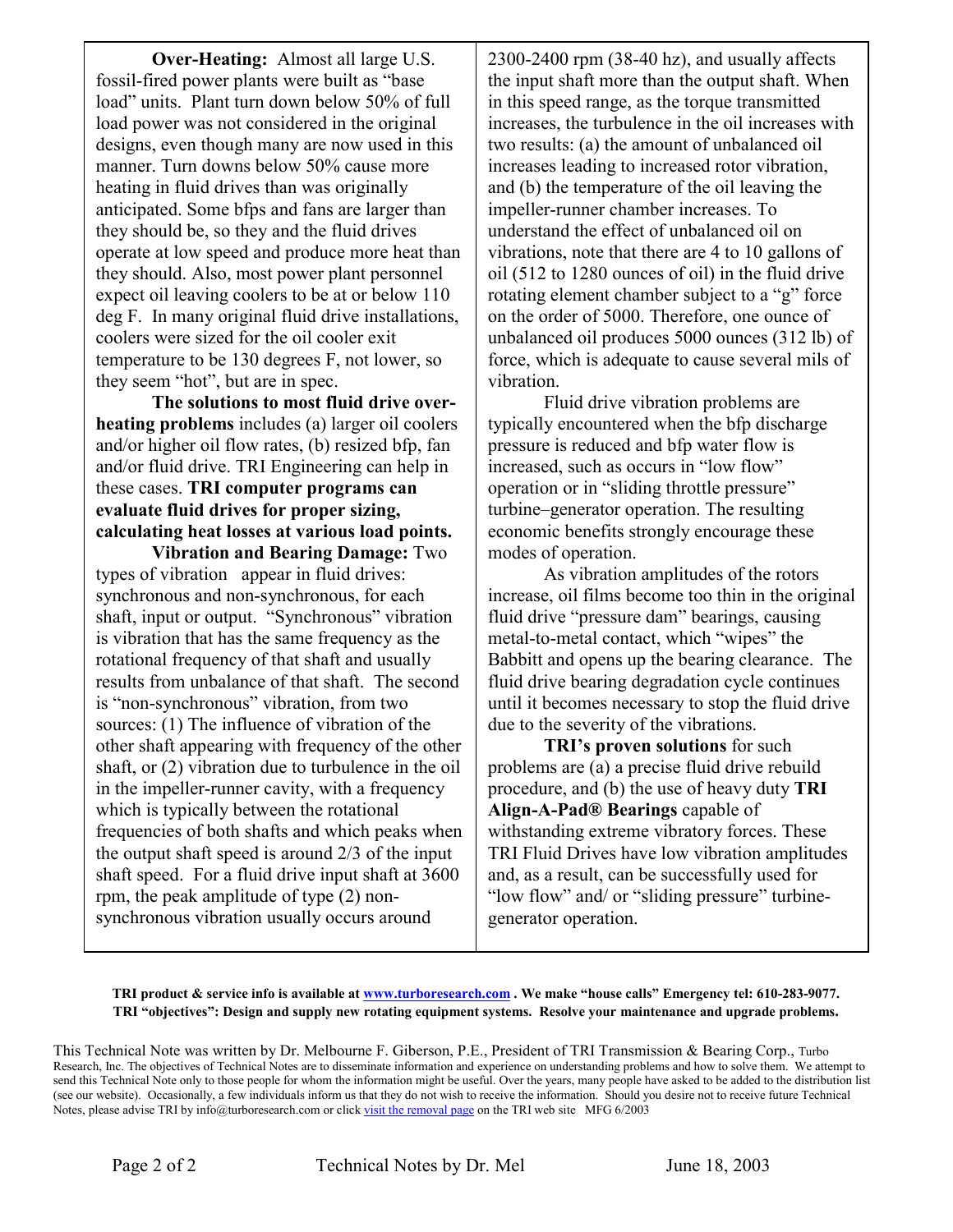**Over-Heating:** Almost all large U.S. fossil-fired power plants were built as "base load" units. Plant turn down below 50% of full load power was not considered in the original designs, even though many are now used in this manner. Turn downs below 50% cause more heating in fluid drives than was originally anticipated. Some bfps and fans are larger than they should be, so they and the fluid drives operate at low speed and produce more heat than they should. Also, most power plant personnel expect oil leaving coolers to be at or below 110 deg F. In many original fluid drive installations, coolers were sized for the oil cooler exit temperature to be 130 degrees F, not lower, so they seem "hot", but are in spec.

**The solutions to most fluid drive over-heating problems** includes (a) larger oil coolers and/or higher oil flow rates, (b) resized bfp, fan and/or fluid drive. TRI Engineering can help in these cases. **TRI computer programs can evaluate fluid drives for proper sizing, calculating heat losses at various load points.**

**Vibration and Bearing Damage:** Two types of vibration appear in fluid drives: synchronous and non-synchronous, for each shaft, input or output. "Synchronous" vibration is vibration that has the same frequency as the rotational frequency of that shaft and usually results from unbalance of that shaft. The second is "non-synchronous" vibration, from two sources: (1) The influence of vibration of the other shaft appearing with frequency of the other shaft, or (2) vibration due to turbulence in the oil in the impeller-runner cavity, with a frequency which is typically between the rotational frequencies of both shafts and which peaks when the output shaft speed is around 2/3 of the input shaft speed. For a fluid drive input shaft at 3600 rpm, the peak amplitude of type (2) non-synchronous vibration usually occurs around 2300-2400 rpm (38-40 hz), and usually affects the input shaft more than the output shaft. When in this speed range, as the torque transmitted increases, the turbulence in the oil increases with two results: (a) the amount of unbalanced oil increases leading to increased rotor vibration, and (b) the temperature of the oil leaving the impeller-runner chamber increases. To understand the effect of unbalanced oil on vibrations, note that there are 4 to 10 gallons of oil (512 to 1280 ounces of oil) in the fluid drive rotating element chamber subject to a "g" force on the order of 5000. Therefore, one ounce of unbalanced oil produces 5000 ounces (312 lb) of force, which is adequate to cause several mils of vibration.

Fluid drive vibration problems are typically encountered when the bfp discharge pressure is reduced and bfp water flow is increased, such as occurs in "low flow" operation or in "sliding throttle pressure" turbine–generator operation. The resulting economic benefits strongly encourage these modes of operation.

As vibration amplitudes of the rotors increase, oil films become too thin in the original fluid drive "pressure dam" bearings, causing metal-to-metal contact, which "wipes" the Babbitt and opens up the bearing clearance. The fluid drive bearing degradation cycle continues until it becomes necessary to stop the fluid drive due to the severity of the vibrations.

**TRI's proven solutions** for such problems are (a) a precise fluid drive rebuild procedure, and (b) the use of heavy duty **TRI Align-A-Pad® Bearings** capable of withstanding extreme vibratory forces. These TRI Fluid Drives have low vibration amplitudes and, as a result, can be successfully used for "low flow" and/ or "sliding pressure" turbine-generator operation.

**TRI product & service info is available at [www.turboresearch.com](http://www.turboresearch.com) . We make "house calls" Emergency tel: 610-283-9077.**
**TRI "objectives": Design and supply new rotating equipment systems. Resolve your maintenance and upgrade problems.**

This Technical Note was written by Dr. Melbourne F. Giberson, P.E., President of TRI Transmission & Bearing Corp., Turbo Research, Inc. The objectives of Technical Notes are to disseminate information and experience on understanding problems and how to solve them. We attempt to send this Technical Note only to those people for whom the information might be useful. Over the years, many people have asked to be added to the distribution list (see our website). Occasionally, a few individuals inform us that they do not wish to receive the information. Should you desire not to receive future Technical Notes, please advise TRI by info@turboresearch.com or click visit the removal page on the TRI web site MFG 6/2003